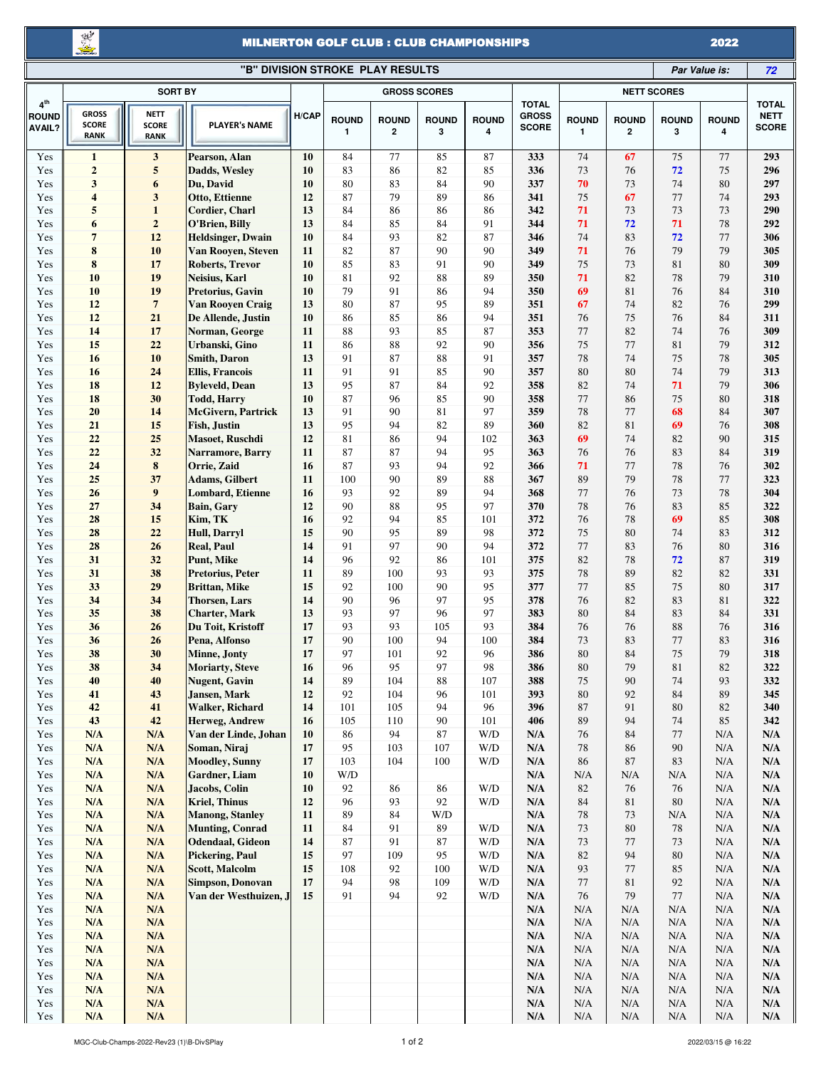# MILNERTON GOLF CLUB : CLUB CHAMPIONSHIPS 2022

## "B" DIVISION STROKE PLAY RESULTS

*Par Value is:* *72*

| 4th ROUND AVAIL? | SORT BY | | | H/CAP | GROSS SCORES | | | | TOTAL GROSS SCORE | NETT SCORES | | | | TOTAL NETT SCORE |
|---|---|---|---|---|---|---|---|---|---|---|---|---|---|---|
| | GROSS SCORE RANK | NETT SCORE RANK | PLAYER's NAME | | ROUND 1 | ROUND 2 | ROUND 3 | ROUND 4 | | ROUND 1 | ROUND 2 | ROUND 3 | ROUND 4 | |
| Yes | **1** | **3** | **Pearson, Alan** | **10** | 84 | 77 | 85 | 87 | **333** | 74 | 67 | 75 | 77 | **293** |
| Yes | **2** | **5** | **Dadds, Wesley** | **10** | 83 | 86 | 82 | 85 | **336** | 73 | 76 | 72 | 75 | **296** |
| Yes | **3** | **6** | **Du, David** | **10** | 80 | 83 | 84 | 90 | **337** | 70 | 73 | 74 | 80 | **297** |
| Yes | **4** | **3** | **Otto, Ettienne** | **12** | 87 | 79 | 89 | 86 | **341** | 75 | 67 | 77 | 74 | **293** |
| Yes | **5** | **1** | **Cordier, Charl** | **13** | 84 | 86 | 86 | 86 | **342** | 71 | 73 | 73 | 73 | **290** |
| Yes | **6** | **2** | **O'Brien, Billy** | **13** | 84 | 85 | 84 | 91 | **344** | 71 | 72 | 71 | 78 | **292** |
| Yes | **7** | **12** | **Heldsinger, Dwain** | **10** | 84 | 93 | 82 | 87 | **346** | 74 | 83 | 72 | 77 | **306** |
| Yes | **8** | **10** | **Van Rooyen, Steven** | **11** | 82 | 87 | 90 | 90 | **349** | 71 | 76 | 79 | 79 | **305** |
| Yes | **8** | **17** | **Roberts, Trevor** | **10** | 85 | 83 | 91 | 90 | **349** | 75 | 73 | 81 | 80 | **309** |
| Yes | **10** | **19** | **Neisius, Karl** | **10** | 81 | 92 | 88 | 89 | **350** | 71 | 82 | 78 | 79 | **310** |
| Yes | **10** | **19** | **Pretorius, Gavin** | **10** | 79 | 91 | 86 | 94 | **350** | 69 | 81 | 76 | 84 | **310** |
| Yes | **12** | **7** | **Van Rooyen Craig** | **13** | 80 | 87 | 95 | 89 | **351** | 67 | 74 | 82 | 76 | **299** |
| Yes | **12** | **21** | **De Allende, Justin** | **10** | 86 | 85 | 86 | 94 | **351** | 76 | 75 | 76 | 84 | **311** |
| Yes | **14** | **17** | **Norman, George** | **11** | 88 | 93 | 85 | 87 | **353** | 77 | 82 | 74 | 76 | **309** |
| Yes | **15** | **22** | **Urbanski, Gino** | **11** | 86 | 88 | 92 | 90 | **356** | 75 | 77 | 81 | 79 | **312** |
| Yes | **16** | **10** | **Smith, Daron** | **13** | 91 | 87 | 88 | 91 | **357** | 78 | 74 | 75 | 78 | **305** |
| Yes | **16** | **24** | **Ellis, Francois** | **11** | 91 | 91 | 85 | 90 | **357** | 80 | 80 | 74 | 79 | **313** |
| Yes | **18** | **12** | **Byleveld, Dean** | **13** | 95 | 87 | 84 | 92 | **358** | 82 | 74 | 71 | 79 | **306** |
| Yes | **18** | **30** | **Todd, Harry** | **10** | 87 | 96 | 85 | 90 | **358** | 77 | 86 | 75 | 80 | **318** |
| Yes | **20** | **14** | **McGivern, Partrick** | **13** | 91 | 90 | 81 | 97 | **359** | 78 | 77 | 68 | 84 | **307** |
| Yes | **21** | **15** | **Fish, Justin** | **13** | 95 | 94 | 82 | 89 | **360** | 82 | 81 | 69 | 76 | **308** |
| Yes | **22** | **25** | **Masoet, Ruschdi** | **12** | 81 | 86 | 94 | 102 | **363** | 69 | 74 | 82 | 90 | **315** |
| Yes | **22** | **32** | **Narramore, Barry** | **11** | 87 | 87 | 94 | 95 | **363** | 76 | 76 | 83 | 84 | **319** |
| Yes | **24** | **8** | **Orrie, Zaid** | **16** | 87 | 93 | 94 | 92 | **366** | 71 | 77 | 78 | 76 | **302** |
| Yes | **25** | **37** | **Adams, Gilbert** | **11** | 100 | 90 | 89 | 88 | **367** | 89 | 79 | 78 | 77 | **323** |
| Yes | **26** | **9** | **Lombard, Etienne** | **16** | 93 | 92 | 89 | 94 | **368** | 77 | 76 | 73 | 78 | **304** |
| Yes | **27** | **34** | **Bain, Gary** | **12** | 90 | 88 | 95 | 97 | **370** | 78 | 76 | 83 | 85 | **322** |
| Yes | **28** | **15** | **Kim, TK** | **16** | 92 | 94 | 85 | 101 | **372** | 76 | 78 | 69 | 85 | **308** |
| Yes | **28** | **22** | **Hull, Darryl** | **15** | 90 | 95 | 89 | 98 | **372** | 75 | 80 | 74 | 83 | **312** |
| Yes | **28** | **26** | **Real, Paul** | **14** | 91 | 97 | 90 | 94 | **372** | 77 | 83 | 76 | 80 | **316** |
| Yes | **31** | **32** | **Punt, Mike** | **14** | 96 | 92 | 86 | 101 | **375** | 82 | 78 | 72 | 87 | **319** |
| Yes | **31** | **38** | **Pretorius, Peter** | **11** | 89 | 100 | 93 | 93 | **375** | 78 | 89 | 82 | 82 | **331** |
| Yes | **33** | **29** | **Brittan, Mike** | **15** | 92 | 100 | 90 | 95 | **377** | 77 | 85 | 75 | 80 | **317** |
| Yes | **34** | **34** | **Thorsen, Lars** | **14** | 90 | 96 | 97 | 95 | **378** | 76 | 82 | 83 | 81 | **322** |
| Yes | **35** | **38** | **Charter, Mark** | **13** | 93 | 97 | 96 | 97 | **383** | 80 | 84 | 83 | 84 | **331** |
| Yes | **36** | **26** | **Du Toit, Kristoff** | **17** | 93 | 93 | 105 | 93 | **384** | 76 | 76 | 88 | 76 | **316** |
| Yes | **36** | **26** | **Pena, Alfonso** | **17** | 90 | 100 | 94 | 100 | **384** | 73 | 83 | 77 | 83 | **316** |
| Yes | **38** | **30** | **Minne, Jonty** | **17** | 97 | 101 | 92 | 96 | **386** | 80 | 84 | 75 | 79 | **318** |
| Yes | **38** | **34** | **Moriarty, Steve** | **16** | 96 | 95 | 97 | 98 | **386** | 80 | 79 | 81 | 82 | **322** |
| Yes | **40** | **40** | **Nugent, Gavin** | **14** | 89 | 104 | 88 | 107 | **388** | 75 | 90 | 74 | 93 | **332** |
| Yes | **41** | **43** | **Jansen, Mark** | **12** | 92 | 104 | 96 | 101 | **393** | 80 | 92 | 84 | 89 | **345** |
| Yes | **42** | **41** | **Walker, Richard** | **14** | 101 | 105 | 94 | 96 | **396** | 87 | 91 | 80 | 82 | **340** |
| Yes | **43** | **42** | **Herweg, Andrew** | **16** | 105 | 110 | 90 | 101 | **406** | 89 | 94 | 74 | 85 | **342** |
| Yes | **N/A** | **N/A** | **Van der Linde, Johan** | **10** | 86 | 94 | 87 | W/D | **N/A** | 76 | 84 | 77 | N/A | **N/A** |
| Yes | **N/A** | **N/A** | **Soman, Niraj** | **17** | 95 | 103 | 107 | W/D | **N/A** | 78 | 86 | 90 | N/A | **N/A** |
| Yes | **N/A** | **N/A** | **Moodley, Sunny** | **17** | 103 | 104 | 100 | W/D | **N/A** | 86 | 87 | 83 | N/A | **N/A** |
| Yes | **N/A** | **N/A** | **Gardner, Liam** | **10** | W/D | | | | **N/A** | N/A | N/A | N/A | N/A | **N/A** |
| Yes | **N/A** | **N/A** | **Jacobs, Colin** | **10** | 92 | 86 | 86 | W/D | **N/A** | 82 | 76 | 76 | N/A | **N/A** |
| Yes | **N/A** | **N/A** | **Kriel, Thinus** | **12** | 96 | 93 | 92 | W/D | **N/A** | 84 | 81 | 80 | N/A | **N/A** |
| Yes | **N/A** | **N/A** | **Manong, Stanley** | **11** | 89 | 84 | W/D | | **N/A** | 78 | 73 | N/A | N/A | **N/A** |
| Yes | **N/A** | **N/A** | **Munting, Conrad** | **11** | 84 | 91 | 89 | W/D | **N/A** | 73 | 80 | 78 | N/A | **N/A** |
| Yes | **N/A** | **N/A** | **Odendaal, Gideon** | **14** | 87 | 91 | 87 | W/D | **N/A** | 73 | 77 | 73 | N/A | **N/A** |
| Yes | **N/A** | **N/A** | **Pickering, Paul** | **15** | 97 | 109 | 95 | W/D | **N/A** | 82 | 94 | 80 | N/A | **N/A** |
| Yes | **N/A** | **N/A** | **Scott, Malcolm** | **15** | 108 | 92 | 100 | W/D | **N/A** | 93 | 77 | 85 | N/A | **N/A** |
| Yes | **N/A** | **N/A** | **Simpson, Donovan** | **17** | 94 | 98 | 109 | W/D | **N/A** | 77 | 81 | 92 | N/A | **N/A** |
| Yes | **N/A** | **N/A** | **Van der Westhuizen, J** | **15** | 91 | 94 | 92 | W/D | **N/A** | 76 | 79 | 77 | N/A | **N/A** |
| Yes | **N/A** | **N/A** | | | | | | | **N/A** | N/A | N/A | N/A | N/A | **N/A** |
| Yes | **N/A** | **N/A** | | | | | | | **N/A** | N/A | N/A | N/A | N/A | **N/A** |
| Yes | **N/A** | **N/A** | | | | | | | **N/A** | N/A | N/A | N/A | N/A | **N/A** |
| Yes | **N/A** | **N/A** | | | | | | | **N/A** | N/A | N/A | N/A | N/A | **N/A** |
| Yes | **N/A** | **N/A** | | | | | | | **N/A** | N/A | N/A | N/A | N/A | **N/A** |
| Yes | **N/A** | **N/A** | | | | | | | **N/A** | N/A | N/A | N/A | N/A | **N/A** |
| Yes | **N/A** | **N/A** | | | | | | | **N/A** | N/A | N/A | N/A | N/A | **N/A** |
| Yes | **N/A** | **N/A** | | | | | | | **N/A** | N/A | N/A | N/A | N/A | **N/A** |
| Yes | **N/A** | **N/A** | | | | | | | **N/A** | N/A | N/A | N/A | N/A | **N/A** |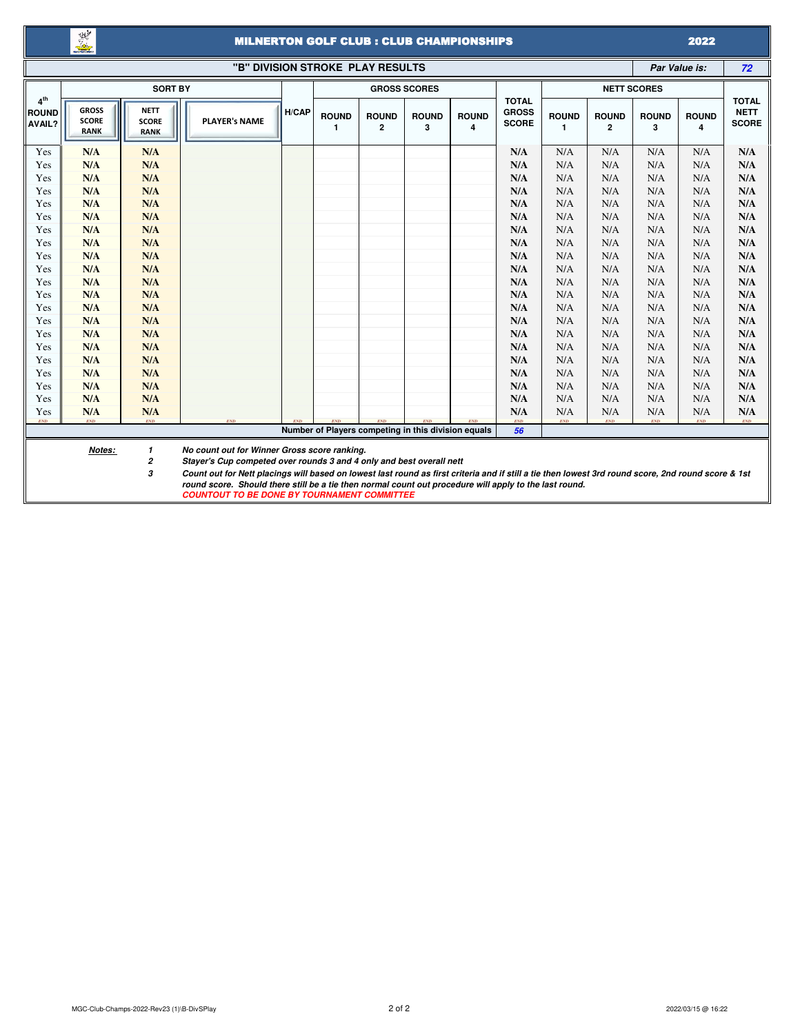# MILNERTON GOLF CLUB : CLUB CHAMPIONSHIPS 2022

## "B" DIVISION STROKE PLAY RESULTS

*Par Value is:* *72*

| 4th ROUND AVAIL? | SORT BY | | | H/CAP | GROSS SCORES | | | | TOTAL GROSS SCORE | NETT SCORES | | | | TOTAL NETT SCORE |
|---|---|---|---|---|---|---|---|---|---|---|---|---|---|---|
| | GROSS SCORE RANK | NETT SCORE RANK | PLAYER's NAME | | ROUND 1 | ROUND 2 | ROUND 3 | ROUND 4 | | ROUND 1 | ROUND 2 | ROUND 3 | ROUND 4 | |
| Yes | **N/A** | **N/A** | | | | | | | **N/A** | N/A | N/A | N/A | N/A | **N/A** |
| Yes | **N/A** | **N/A** | | | | | | | **N/A** | N/A | N/A | N/A | N/A | **N/A** |
| Yes | **N/A** | **N/A** | | | | | | | **N/A** | N/A | N/A | N/A | N/A | **N/A** |
| Yes | **N/A** | **N/A** | | | | | | | **N/A** | N/A | N/A | N/A | N/A | **N/A** |
| Yes | **N/A** | **N/A** | | | | | | | **N/A** | N/A | N/A | N/A | N/A | **N/A** |
| Yes | **N/A** | **N/A** | | | | | | | **N/A** | N/A | N/A | N/A | N/A | **N/A** |
| Yes | **N/A** | **N/A** | | | | | | | **N/A** | N/A | N/A | N/A | N/A | **N/A** |
| Yes | **N/A** | **N/A** | | | | | | | **N/A** | N/A | N/A | N/A | N/A | **N/A** |
| Yes | **N/A** | **N/A** | | | | | | | **N/A** | N/A | N/A | N/A | N/A | **N/A** |
| Yes | **N/A** | **N/A** | | | | | | | **N/A** | N/A | N/A | N/A | N/A | **N/A** |
| Yes | **N/A** | **N/A** | | | | | | | **N/A** | N/A | N/A | N/A | N/A | **N/A** |
| Yes | **N/A** | **N/A** | | | | | | | **N/A** | N/A | N/A | N/A | N/A | **N/A** |
| Yes | **N/A** | **N/A** | | | | | | | **N/A** | N/A | N/A | N/A | N/A | **N/A** |
| Yes | **N/A** | **N/A** | | | | | | | **N/A** | N/A | N/A | N/A | N/A | **N/A** |
| Yes | **N/A** | **N/A** | | | | | | | **N/A** | N/A | N/A | N/A | N/A | **N/A** |
| Yes | **N/A** | **N/A** | | | | | | | **N/A** | N/A | N/A | N/A | N/A | **N/A** |
| Yes | **N/A** | **N/A** | | | | | | | **N/A** | N/A | N/A | N/A | N/A | **N/A** |
| Yes | **N/A** | **N/A** | | | | | | | **N/A** | N/A | N/A | N/A | N/A | **N/A** |
| Yes | **N/A** | **N/A** | | | | | | | **N/A** | N/A | N/A | N/A | N/A | **N/A** |
| Yes | **N/A** | **N/A** | | | | | | | **N/A** | N/A | N/A | N/A | N/A | **N/A** |
| Yes | **N/A** | **N/A** | | | | | | | **N/A** | N/A | N/A | N/A | N/A | **N/A** |
| END | END | END | END | END | END | END | END | END | END | END | END | END | END | END |
| | | | | | **Number of Players competing in this division equals** | | | | *56* | | | | | |

***Notes:***

1. *No count out for Winner Gross score ranking.*
2. *Stayer's Cup competed over rounds 3 and 4 only and best overall nett*
3. *Count out for Nett placings will based on lowest last round as first criteria and if still a tie then lowest 3rd round score, 2nd round score & 1st round score. Should there still be a tie then normal count out procedure will apply to the last round.*
   ***COUNTOUT TO BE DONE BY TOURNAMENT COMMITTEE***

MGC-Club-Champs-2022-Rev23 (1)\B-DivSPlay 2022/03/15 @ 16:22